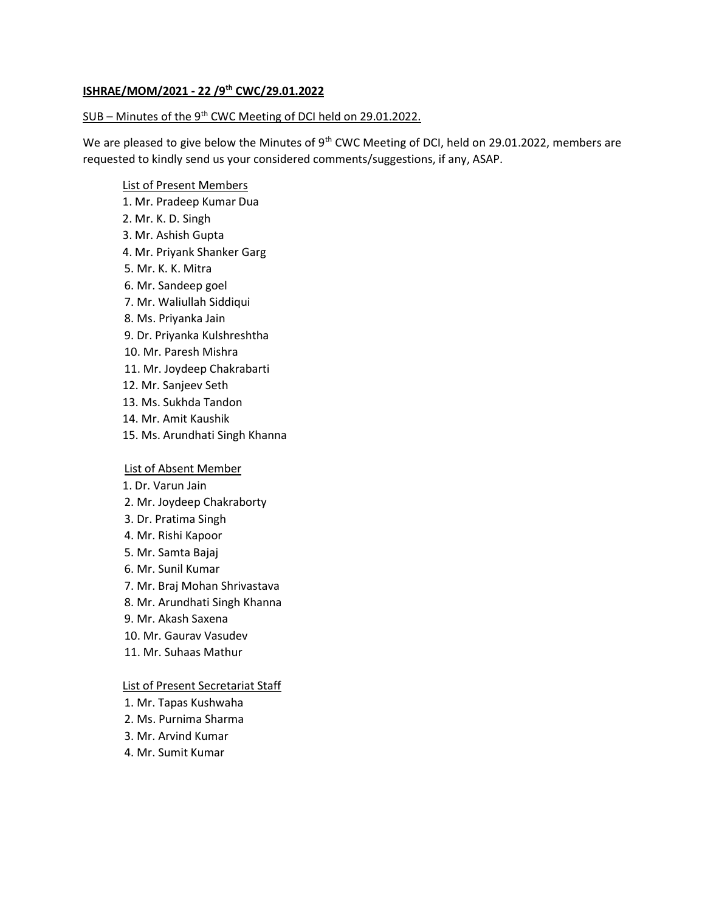**ISHRAE/MOM/2021 - 22 /9th CWC/29.01.2022**

SUB – Minutes of the 9th CWC Meeting of DCI held on 29.01.2022.

We are pleased to give below the Minutes of 9th CWC Meeting of DCI, held on 29.01.2022, members are requested to kindly send us your considered comments/suggestions, if any, ASAP.

List of Present Members

1. Mr. Pradeep Kumar Dua
2. Mr. K. D. Singh
3. Mr. Ashish Gupta
4. Mr. Priyank Shanker Garg
5. Mr. K. K. Mitra
6. Mr. Sandeep goel
7. Mr. Waliullah Siddiqui
8. Ms. Priyanka Jain
9. Dr. Priyanka Kulshreshtha
10. Mr. Paresh Mishra
11. Mr. Joydeep Chakrabarti
12. Mr. Sanjeev Seth
13. Ms. Sukhda Tandon
14. Mr. Amit Kaushik
15. Ms. Arundhati Singh Khanna

List of Absent Member

1. Dr. Varun Jain
2. Mr. Joydeep Chakraborty
3. Dr. Pratima Singh
4. Mr. Rishi Kapoor
5. Mr. Samta Bajaj
6. Mr. Sunil Kumar
7. Mr. Braj Mohan Shrivastava
8. Mr. Arundhati Singh Khanna
9. Mr. Akash Saxena
10. Mr. Gaurav Vasudev
11. Mr. Suhaas Mathur

List of Present Secretariat Staff

1. Mr. Tapas Kushwaha
2. Ms. Purnima Sharma
3. Mr. Arvind Kumar
4. Mr. Sumit Kumar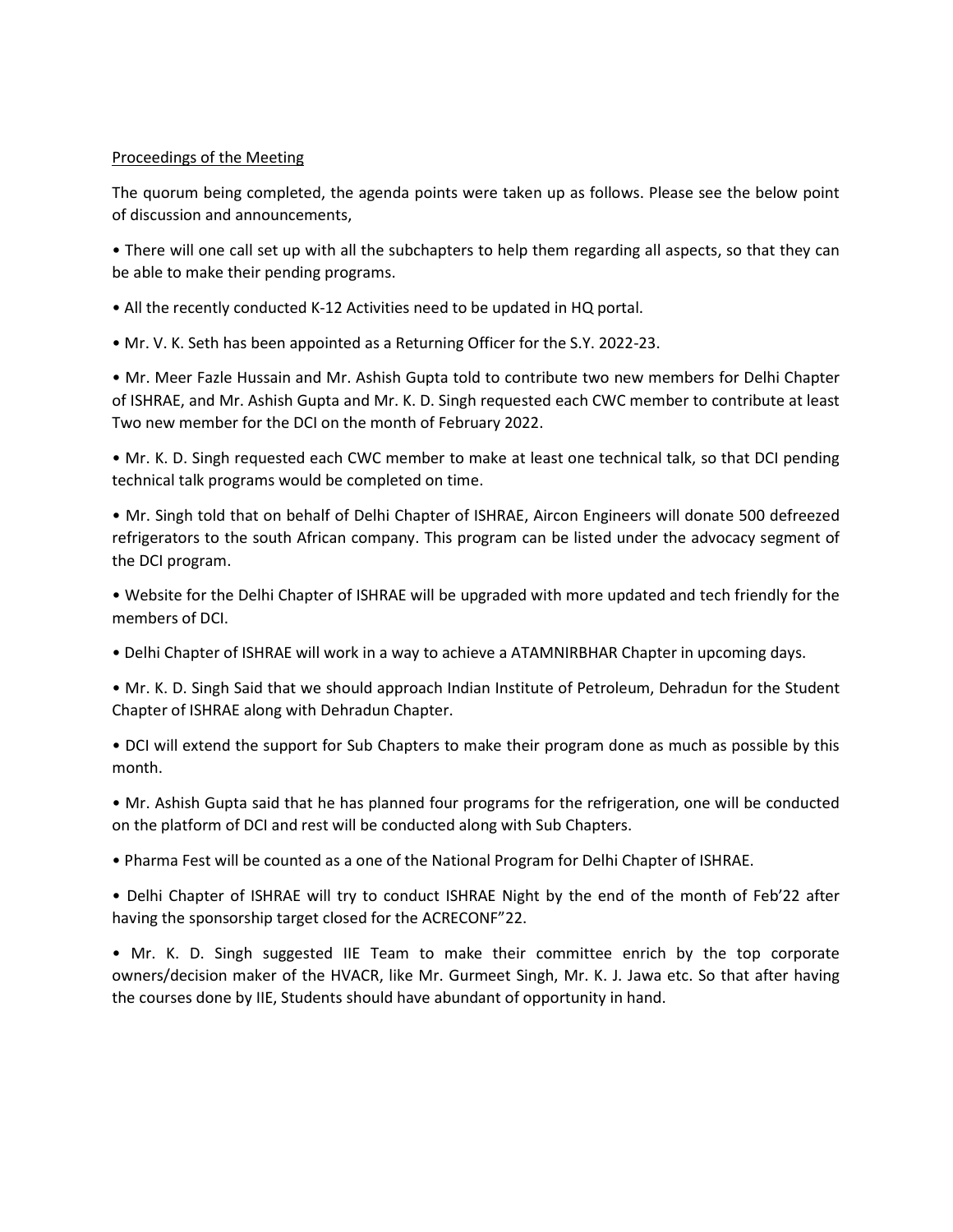<u>Proceedings of the Meeting</u>

The quorum being completed, the agenda points were taken up as follows. Please see the below point of discussion and announcements,

• There will one call set up with all the subchapters to help them regarding all aspects, so that they can be able to make their pending programs.

• All the recently conducted K-12 Activities need to be updated in HQ portal.

• Mr. V. K. Seth has been appointed as a Returning Officer for the S.Y. 2022-23.

• Mr. Meer Fazle Hussain and Mr. Ashish Gupta told to contribute two new members for Delhi Chapter of ISHRAE, and Mr. Ashish Gupta and Mr. K. D. Singh requested each CWC member to contribute at least Two new member for the DCI on the month of February 2022.

• Mr. K. D. Singh requested each CWC member to make at least one technical talk, so that DCI pending technical talk programs would be completed on time.

• Mr. Singh told that on behalf of Delhi Chapter of ISHRAE, Aircon Engineers will donate 500 defreezed refrigerators to the south African company. This program can be listed under the advocacy segment of the DCI program.

• Website for the Delhi Chapter of ISHRAE will be upgraded with more updated and tech friendly for the members of DCI.

• Delhi Chapter of ISHRAE will work in a way to achieve a ATAMNIRBHAR Chapter in upcoming days.

• Mr. K. D. Singh Said that we should approach Indian Institute of Petroleum, Dehradun for the Student Chapter of ISHRAE along with Dehradun Chapter.

• DCI will extend the support for Sub Chapters to make their program done as much as possible by this month.

• Mr. Ashish Gupta said that he has planned four programs for the refrigeration, one will be conducted on the platform of DCI and rest will be conducted along with Sub Chapters.

• Pharma Fest will be counted as a one of the National Program for Delhi Chapter of ISHRAE.

• Delhi Chapter of ISHRAE will try to conduct ISHRAE Night by the end of the month of Feb'22 after having the sponsorship target closed for the ACRECONF"22.

• Mr. K. D. Singh suggested IIE Team to make their committee enrich by the top corporate owners/decision maker of the HVACR, like Mr. Gurmeet Singh, Mr. K. J. Jawa etc. So that after having the courses done by IIE, Students should have abundant of opportunity in hand.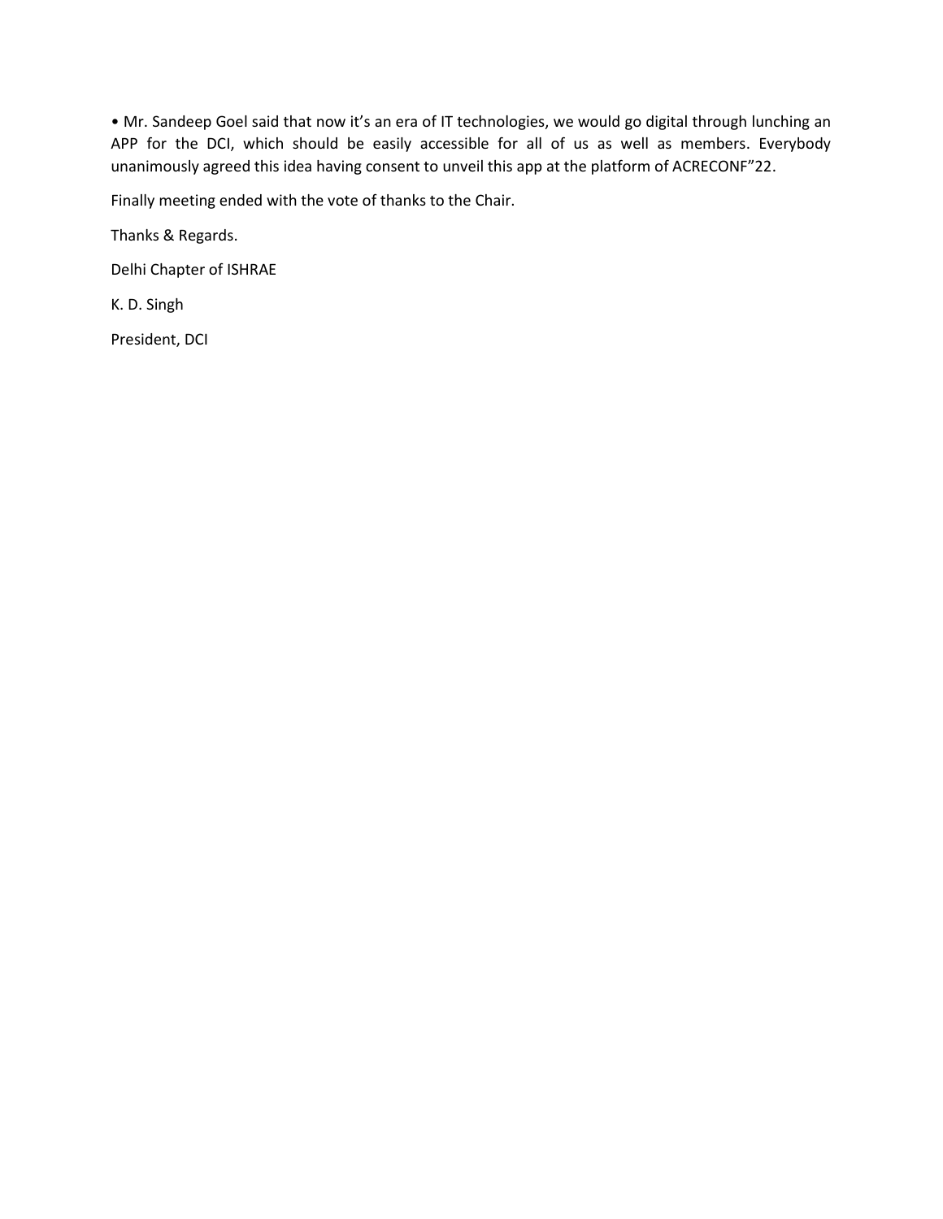• Mr. Sandeep Goel said that now it's an era of IT technologies, we would go digital through lunching an APP for the DCI, which should be easily accessible for all of us as well as members. Everybody unanimously agreed this idea having consent to unveil this app at the platform of ACRECONF"22.

Finally meeting ended with the vote of thanks to the Chair.

Thanks & Regards.

Delhi Chapter of ISHRAE

K. D. Singh

President, DCI